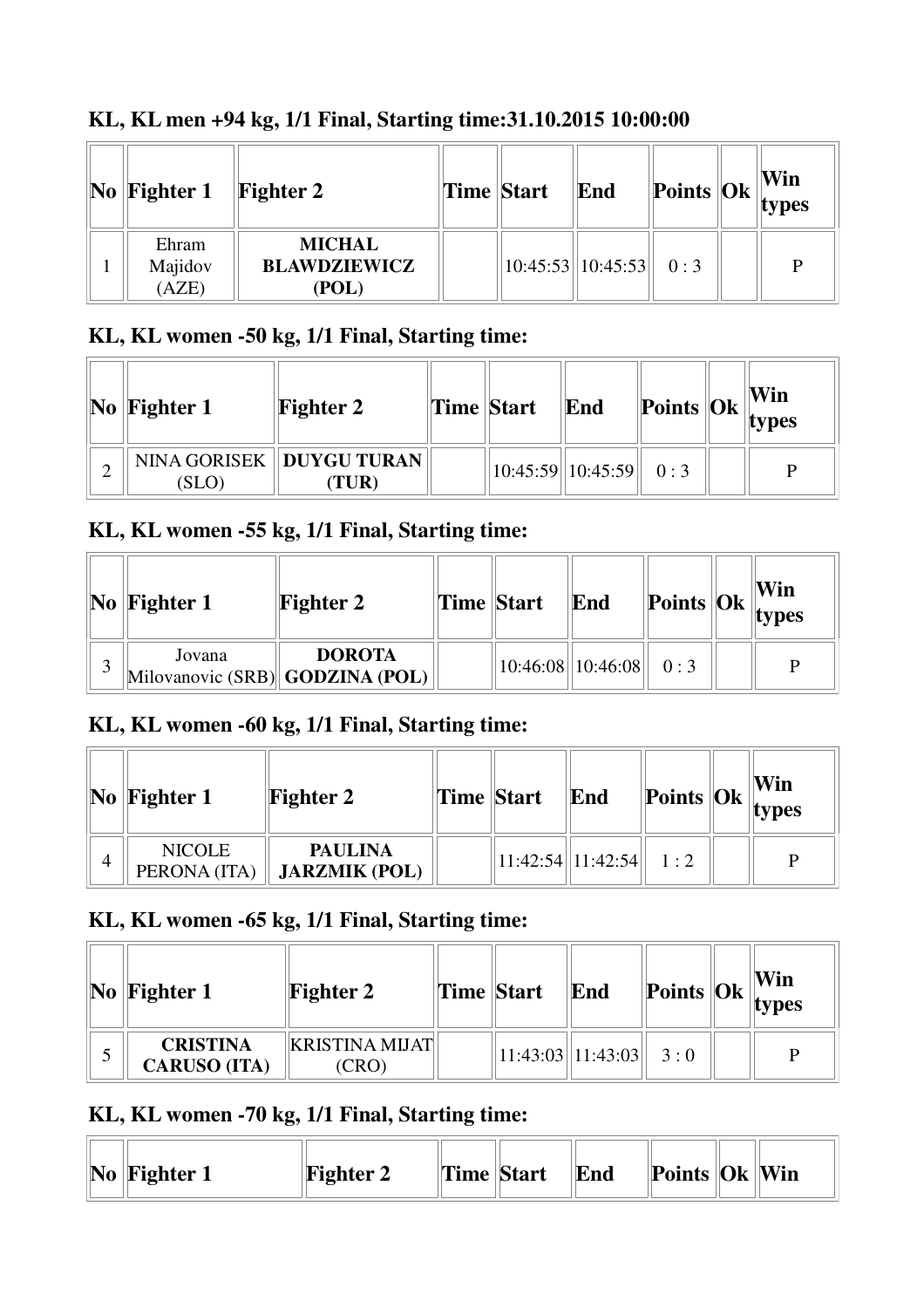### KL, KL men +94 kg, 1/1 Final, Starting time:31.10.2015 10:00:00

| No | Fighter 1 | Fighter 2 | Time | Start | End | Points | Ok | Win types |
|---|---|---|---|---|---|---|---|---|
| 1 | Ehram Majidov (AZE) | **MICHAL BLAWDZIEWICZ (POL)** | | 10:45:53 | 10:45:53 | 0 : 3 | | P |

### KL, KL women -50 kg, 1/1 Final, Starting time:

| No | Fighter 1 | Fighter 2 | Time | Start | End | Points | Ok | Win types |
|---|---|---|---|---|---|---|---|---|
| 2 | NINA GORISEK (SLO) | **DUYGU TURAN (TUR)** | | 10:45:59 | 10:45:59 | 0 : 3 | | P |

### KL, KL women -55 kg, 1/1 Final, Starting time:

| No | Fighter 1 | Fighter 2 | Time | Start | End | Points | Ok | Win types |
|---|---|---|---|---|---|---|---|---|
| 3 | Jovana Milovanovic (SRB) | **DOROTA GODZINA (POL)** | | 10:46:08 | 10:46:08 | 0 : 3 | | P |

### KL, KL women -60 kg, 1/1 Final, Starting time:

| No | Fighter 1 | Fighter 2 | Time | Start | End | Points | Ok | Win types |
|---|---|---|---|---|---|---|---|---|
| 4 | NICOLE PERONA (ITA) | **PAULINA JARZMIK (POL)** | | 11:42:54 | 11:42:54 | 1 : 2 | | P |

### KL, KL women -65 kg, 1/1 Final, Starting time:

| No | Fighter 1 | Fighter 2 | Time | Start | End | Points | Ok | Win types |
|---|---|---|---|---|---|---|---|---|
| 5 | **CRISTINA CARUSO (ITA)** | KRISTINA MIJAT (CRO) | | 11:43:03 | 11:43:03 | 3 : 0 | | P |

### KL, KL women -70 kg, 1/1 Final, Starting time:

| No | Fighter 1 | Fighter 2 | Time | Start | End | Points | Ok | Win |
|---|---|---|---|---|---|---|---|---|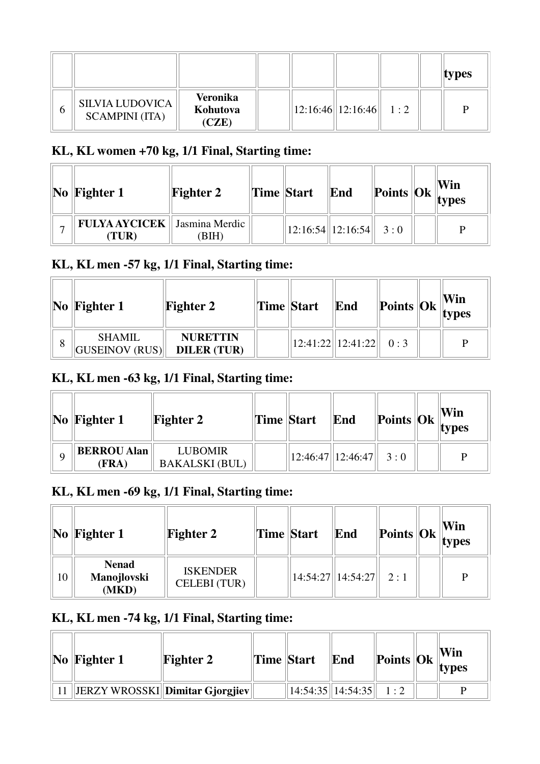| | | | | | | | | types |
|---|---|---|---|---|---|---|---|---|
| 6 | SILVIA LUDOVICA SCAMPINI (ITA) | **Veronika Kohutova (CZE)** | | 12:16:46 | 12:16:46 | 1 : 2 | | P |

### KL, KL women +70 kg, 1/1 Final, Starting time:

| No | Fighter 1 | Fighter 2 | Time | Start | End | Points | Ok | Win types |
|---|---|---|---|---|---|---|---|---|
| 7 | **FULYA AYCICEK (TUR)** | Jasmina Merdic (BIH) | | 12:16:54 | 12:16:54 | 3 : 0 | | P |

### KL, KL men -57 kg, 1/1 Final, Starting time:

| No | Fighter 1 | Fighter 2 | Time | Start | End | Points | Ok | Win types |
|---|---|---|---|---|---|---|---|---|
| 8 | SHAMIL GUSEINOV (RUS) | **NURETTIN DILER (TUR)** | | 12:41:22 | 12:41:22 | 0 : 3 | | P |

### KL, KL men -63 kg, 1/1 Final, Starting time:

| No | Fighter 1 | Fighter 2 | Time | Start | End | Points | Ok | Win types |
|---|---|---|---|---|---|---|---|---|
| 9 | **BERROU Alan (FRA)** | LUBOMIR BAKALSKI (BUL) | | 12:46:47 | 12:46:47 | 3 : 0 | | P |

### KL, KL men -69 kg, 1/1 Final, Starting time:

| No | Fighter 1 | Fighter 2 | Time | Start | End | Points | Ok | Win types |
|---|---|---|---|---|---|---|---|---|
| 10 | **Nenad Manojlovski (MKD)** | ISKENDER CELEBI (TUR) | | 14:54:27 | 14:54:27 | 2 : 1 | | P |

### KL, KL men -74 kg, 1/1 Final, Starting time:

| No | Fighter 1 | Fighter 2 | Time | Start | End | Points | Ok | Win types |
|---|---|---|---|---|---|---|---|---|
| 11 | JERZY WROSSKI | **Dimitar Gjorgjiev** | | 14:54:35 | 14:54:35 | 1 : 2 | | P |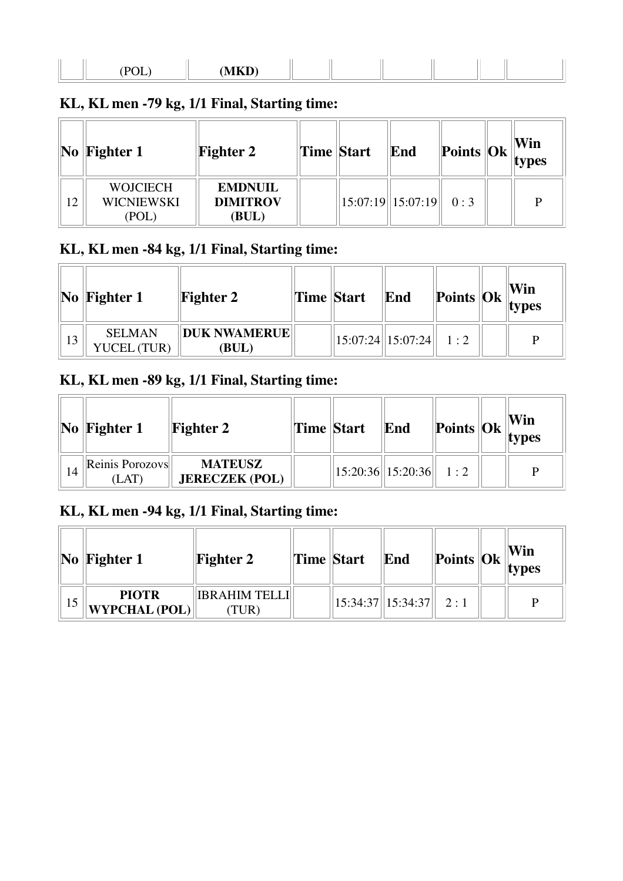| | | | | | | | | |
|---|---|---|---|---|---|---|---|---|
| | (POL) | **(MKD)** | | | | | | |

## KL, KL men -79 kg, 1/1 Final, Starting time:

| No | Fighter 1 | Fighter 2 | Time | Start | End | Points | Ok | Win types |
|---|---|---|---|---|---|---|---|---|
| 12 | WOJCIECH WICNIEWSKI (POL) | **EMDNUIL DIMITROV (BUL)** | | 15:07:19 | 15:07:19 | 0 : 3 | | P |

## KL, KL men -84 kg, 1/1 Final, Starting time:

| No | Fighter 1 | Fighter 2 | Time | Start | End | Points | Ok | Win types |
|---|---|---|---|---|---|---|---|---|
| 13 | SELMAN YUCEL (TUR) | **DUK NWAMERUE (BUL)** | | 15:07:24 | 15:07:24 | 1 : 2 | | P |

## KL, KL men -89 kg, 1/1 Final, Starting time:

| No | Fighter 1 | Fighter 2 | Time | Start | End | Points | Ok | Win types |
|---|---|---|---|---|---|---|---|---|
| 14 | Reinis Porozovs (LAT) | **MATEUSZ JERECZEK (POL)** | | 15:20:36 | 15:20:36 | 1 : 2 | | P |

## KL, KL men -94 kg, 1/1 Final, Starting time:

| No | Fighter 1 | Fighter 2 | Time | Start | End | Points | Ok | Win types |
|---|---|---|---|---|---|---|---|---|
| 15 | **PIOTR WYPCHAL (POL)** | IBRAHIM TELLI (TUR) | | 15:34:37 | 15:34:37 | 2 : 1 | | P |